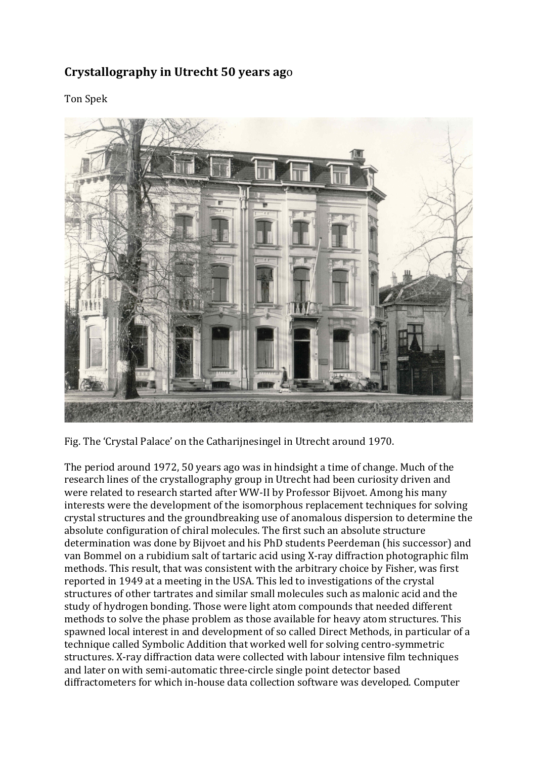# Crystallography in Utrecht 50 years ago

Ton Spek

Fig. The 'Crystal Palace' on the Catharijnesingel in Utrecht around 1970.

The period around 1972, 50 years ago was in hindsight a time of change. Much of the research lines of the crystallography group in Utrecht had been curiosity driven and were related to research started after WW-II by Professor Bijvoet. Among his many interests were the development of the isomorphous replacement techniques for solving crystal structures and the groundbreaking use of anomalous dispersion to determine the absolute configuration of chiral molecules. The first such an absolute structure determination was done by Bijvoet and his PhD students Peerdeman (his successor) and van Bommel on a rubidium salt of tartaric acid using X-ray diffraction photographic film methods. This result, that was consistent with the arbitrary choice by Fisher, was first reported in 1949 at a meeting in the USA. This led to investigations of the crystal structures of other tartrates and similar small molecules such as malonic acid and the study of hydrogen bonding. Those were light atom compounds that needed different methods to solve the phase problem as those available for heavy atom structures. This spawned local interest in and development of so called Direct Methods, in particular of a technique called Symbolic Addition that worked well for solving centro-symmetric structures. X-ray diffraction data were collected with labour intensive film techniques and later on with semi-automatic three-circle single point detector based diffractometers for which in-house data collection software was developed. Computer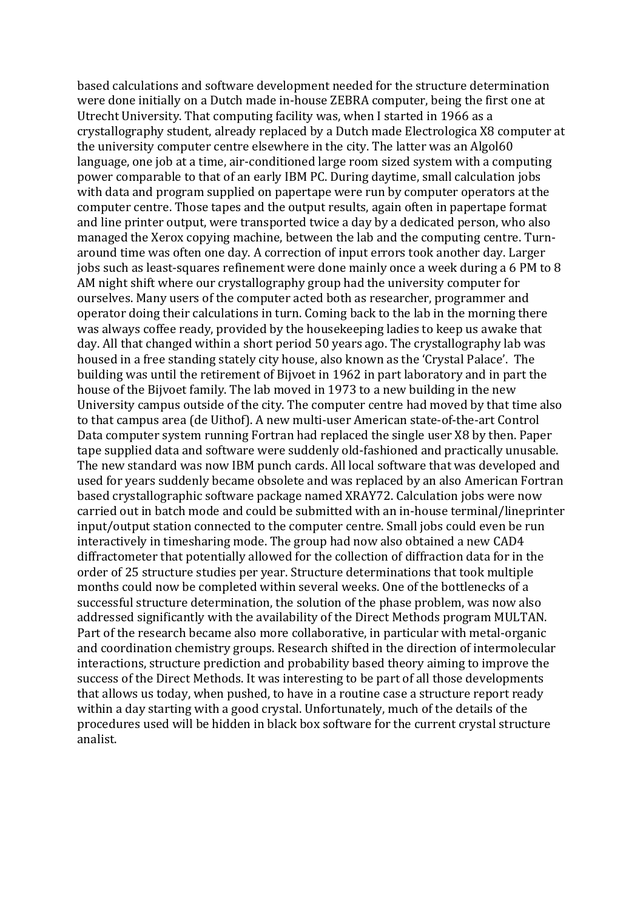based calculations and software development needed for the structure determination were done initially on a Dutch made in-house ZEBRA computer, being the first one at Utrecht University. That computing facility was, when I started in 1966 as a crystallography student, already replaced by a Dutch made Electrologica X8 computer at the university computer centre elsewhere in the city. The latter was an Algol60 language, one job at a time, air-conditioned large room sized system with a computing power comparable to that of an early IBM PC. During daytime, small calculation jobs with data and program supplied on papertape were run by computer operators at the computer centre. Those tapes and the output results, again often in papertape format and line printer output, were transported twice a day by a dedicated person, who also managed the Xerox copying machine, between the lab and the computing centre. Turn-around time was often one day. A correction of input errors took another day. Larger jobs such as least-squares refinement were done mainly once a week during a 6 PM to 8 AM night shift where our crystallography group had the university computer for ourselves. Many users of the computer acted both as researcher, programmer and operator doing their calculations in turn. Coming back to the lab in the morning there was always coffee ready, provided by the housekeeping ladies to keep us awake that day. All that changed within a short period 50 years ago. The crystallography lab was housed in a free standing stately city house, also known as the 'Crystal Palace'. The building was until the retirement of Bijvoet in 1962 in part laboratory and in part the house of the Bijvoet family. The lab moved in 1973 to a new building in the new University campus outside of the city. The computer centre had moved by that time also to that campus area (de Uithof). A new multi-user American state-of-the-art Control Data computer system running Fortran had replaced the single user X8 by then. Paper tape supplied data and software were suddenly old-fashioned and practically unusable. The new standard was now IBM punch cards. All local software that was developed and used for years suddenly became obsolete and was replaced by an also American Fortran based crystallographic software package named XRAY72. Calculation jobs were now carried out in batch mode and could be submitted with an in-house terminal/lineprinter input/output station connected to the computer centre. Small jobs could even be run interactively in timesharing mode. The group had now also obtained a new CAD4 diffractometer that potentially allowed for the collection of diffraction data for in the order of 25 structure studies per year. Structure determinations that took multiple months could now be completed within several weeks. One of the bottlenecks of a successful structure determination, the solution of the phase problem, was now also addressed significantly with the availability of the Direct Methods program MULTAN. Part of the research became also more collaborative, in particular with metal-organic and coordination chemistry groups. Research shifted in the direction of intermolecular interactions, structure prediction and probability based theory aiming to improve the success of the Direct Methods. It was interesting to be part of all those developments that allows us today, when pushed, to have in a routine case a structure report ready within a day starting with a good crystal. Unfortunately, much of the details of the procedures used will be hidden in black box software for the current crystal structure analist.